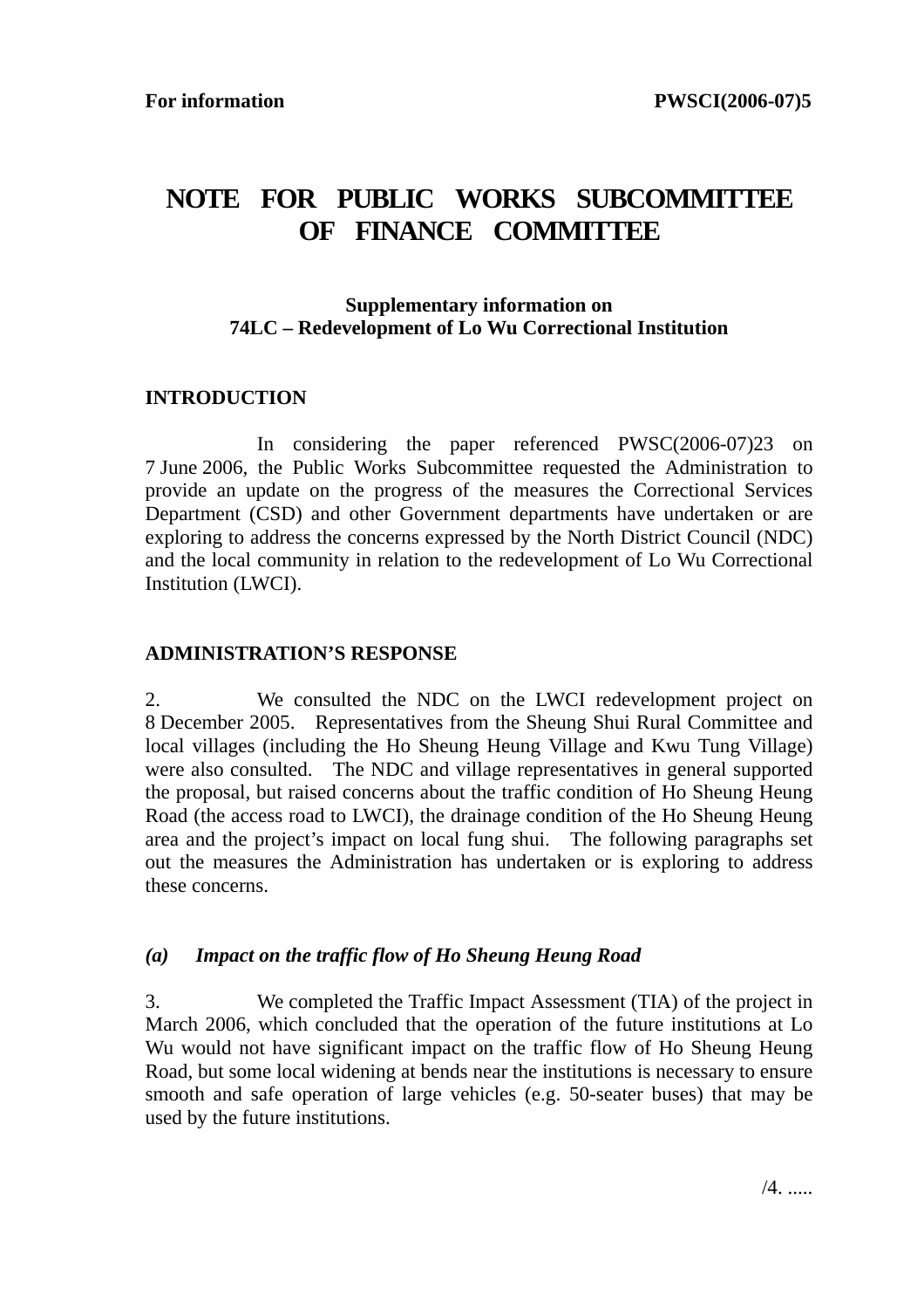**For information** **PWSCI(2006-07)5**

# NOTE FOR PUBLIC WORKS SUBCOMMITTEE OF FINANCE COMMITTEE

**Supplementary information on**
**74LC – Redevelopment of Lo Wu Correctional Institution**

## INTRODUCTION

In considering the paper referenced PWSC(2006-07)23 on 7 June 2006, the Public Works Subcommittee requested the Administration to provide an update on the progress of the measures the Correctional Services Department (CSD) and other Government departments have undertaken or are exploring to address the concerns expressed by the North District Council (NDC) and the local community in relation to the redevelopment of Lo Wu Correctional Institution (LWCI).

## ADMINISTRATION'S RESPONSE

2. We consulted the NDC on the LWCI redevelopment project on 8 December 2005. Representatives from the Sheung Shui Rural Committee and local villages (including the Ho Sheung Heung Village and Kwu Tung Village) were also consulted. The NDC and village representatives in general supported the proposal, but raised concerns about the traffic condition of Ho Sheung Heung Road (the access road to LWCI), the drainage condition of the Ho Sheung Heung area and the project's impact on local fung shui. The following paragraphs set out the measures the Administration has undertaken or is exploring to address these concerns.

### *(a) Impact on the traffic flow of Ho Sheung Heung Road*

3. We completed the Traffic Impact Assessment (TIA) of the project in March 2006, which concluded that the operation of the future institutions at Lo Wu would not have significant impact on the traffic flow of Ho Sheung Heung Road, but some local widening at bends near the institutions is necessary to ensure smooth and safe operation of large vehicles (e.g. 50-seater buses) that may be used by the future institutions.

/4. .....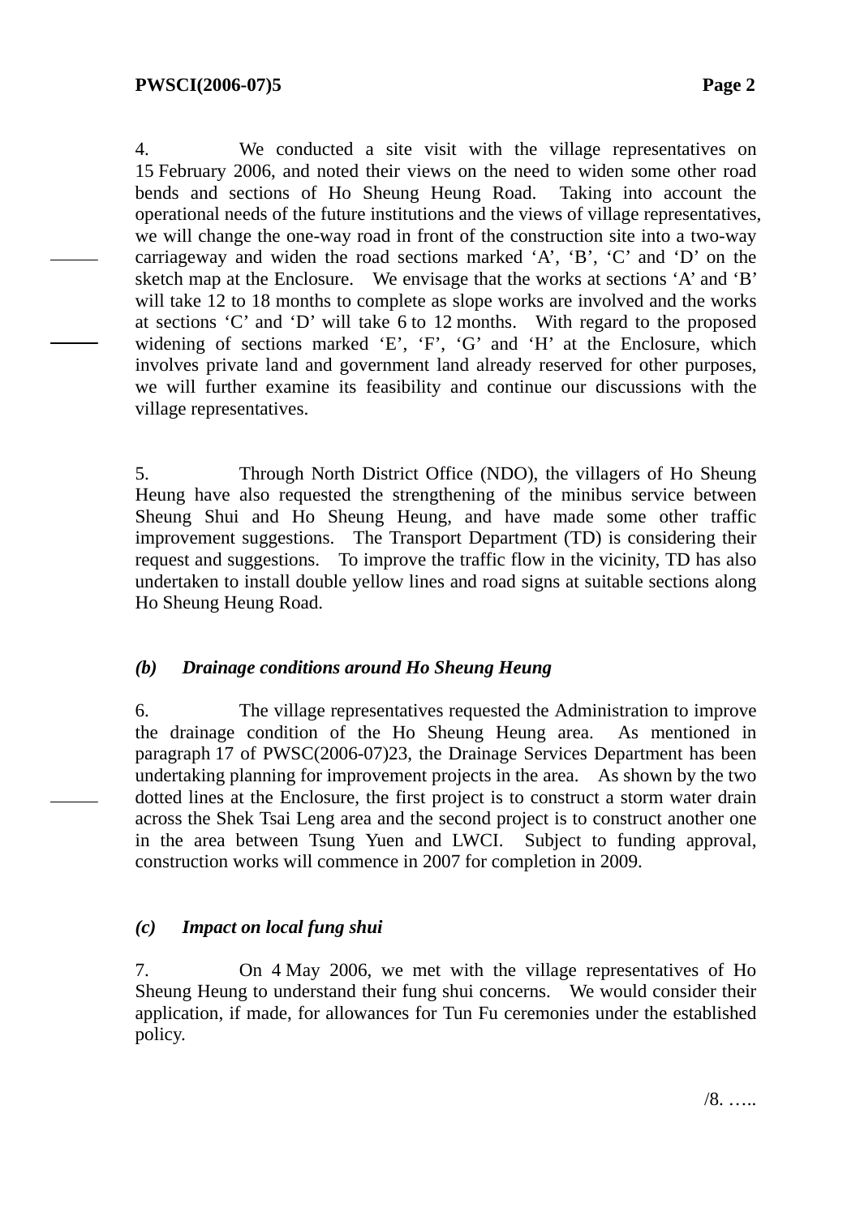4. We conducted a site visit with the village representatives on 15 February 2006, and noted their views on the need to widen some other road bends and sections of Ho Sheung Heung Road. Taking into account the operational needs of the future institutions and the views of village representatives, we will change the one-way road in front of the construction site into a two-way carriageway and widen the road sections marked 'A', 'B', 'C' and 'D' on the sketch map at the Enclosure. We envisage that the works at sections 'A' and 'B' will take 12 to 18 months to complete as slope works are involved and the works at sections 'C' and 'D' will take 6 to 12 months. With regard to the proposed widening of sections marked 'E', 'F', 'G' and 'H' at the Enclosure, which involves private land and government land already reserved for other purposes, we will further examine its feasibility and continue our discussions with the village representatives.

5. Through North District Office (NDO), the villagers of Ho Sheung Heung have also requested the strengthening of the minibus service between Sheung Shui and Ho Sheung Heung, and have made some other traffic improvement suggestions. The Transport Department (TD) is considering their request and suggestions. To improve the traffic flow in the vicinity, TD has also undertaken to install double yellow lines and road signs at suitable sections along Ho Sheung Heung Road.

### *(b) Drainage conditions around Ho Sheung Heung*

6. The village representatives requested the Administration to improve the drainage condition of the Ho Sheung Heung area. As mentioned in paragraph 17 of PWSC(2006-07)23, the Drainage Services Department has been undertaking planning for improvement projects in the area. As shown by the two dotted lines at the Enclosure, the first project is to construct a storm water drain across the Shek Tsai Leng area and the second project is to construct another one in the area between Tsung Yuen and LWCI. Subject to funding approval, construction works will commence in 2007 for completion in 2009.

### *(c) Impact on local fung shui*

7. On 4 May 2006, we met with the village representatives of Ho Sheung Heung to understand their fung shui concerns. We would consider their application, if made, for allowances for Tun Fu ceremonies under the established policy.

/8. …..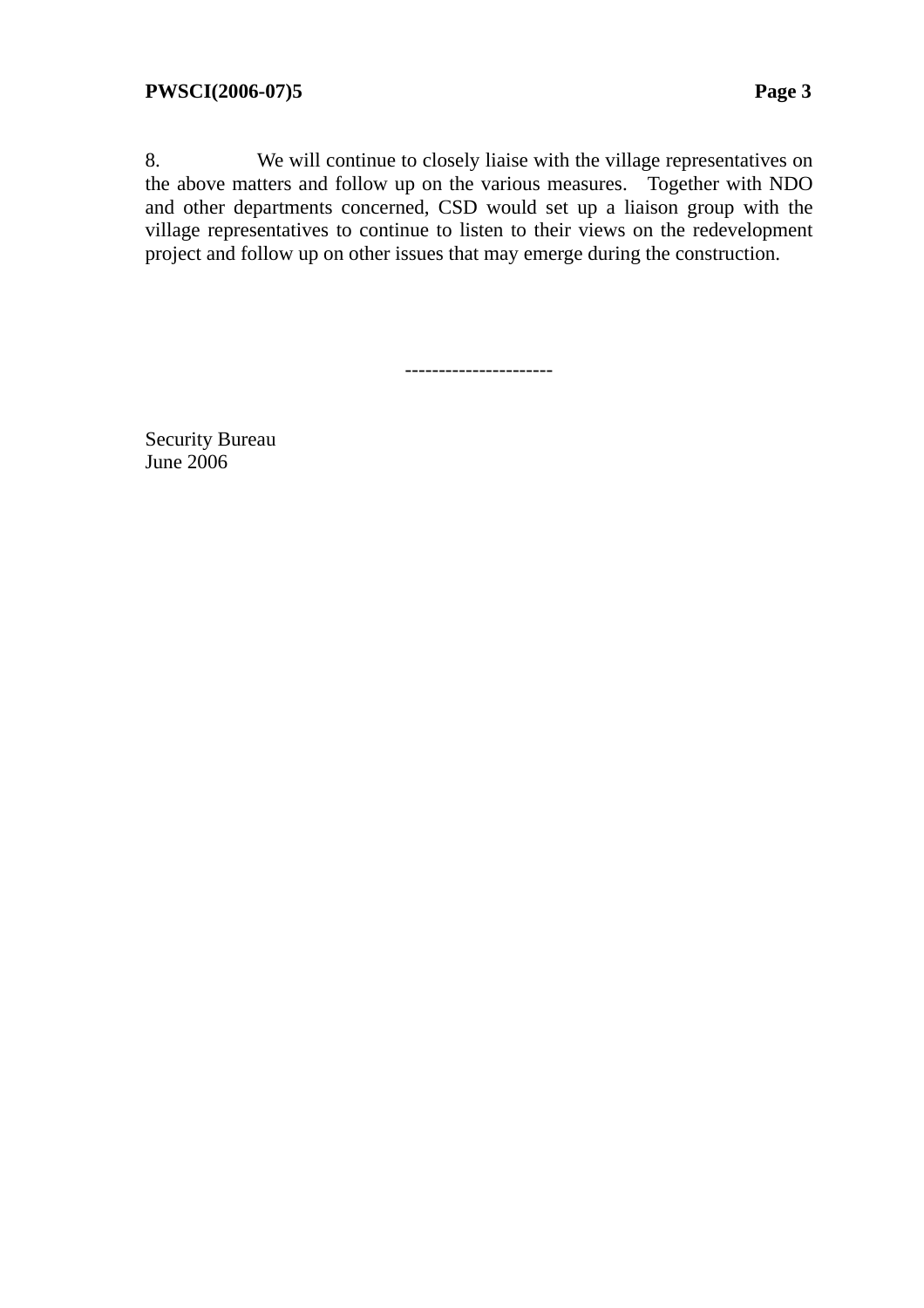8. We will continue to closely liaise with the village representatives on the above matters and follow up on the various measures. Together with NDO and other departments concerned, CSD would set up a liaison group with the village representatives to continue to listen to their views on the redevelopment project and follow up on other issues that may emerge during the construction.

---------------------

Security Bureau
June 2006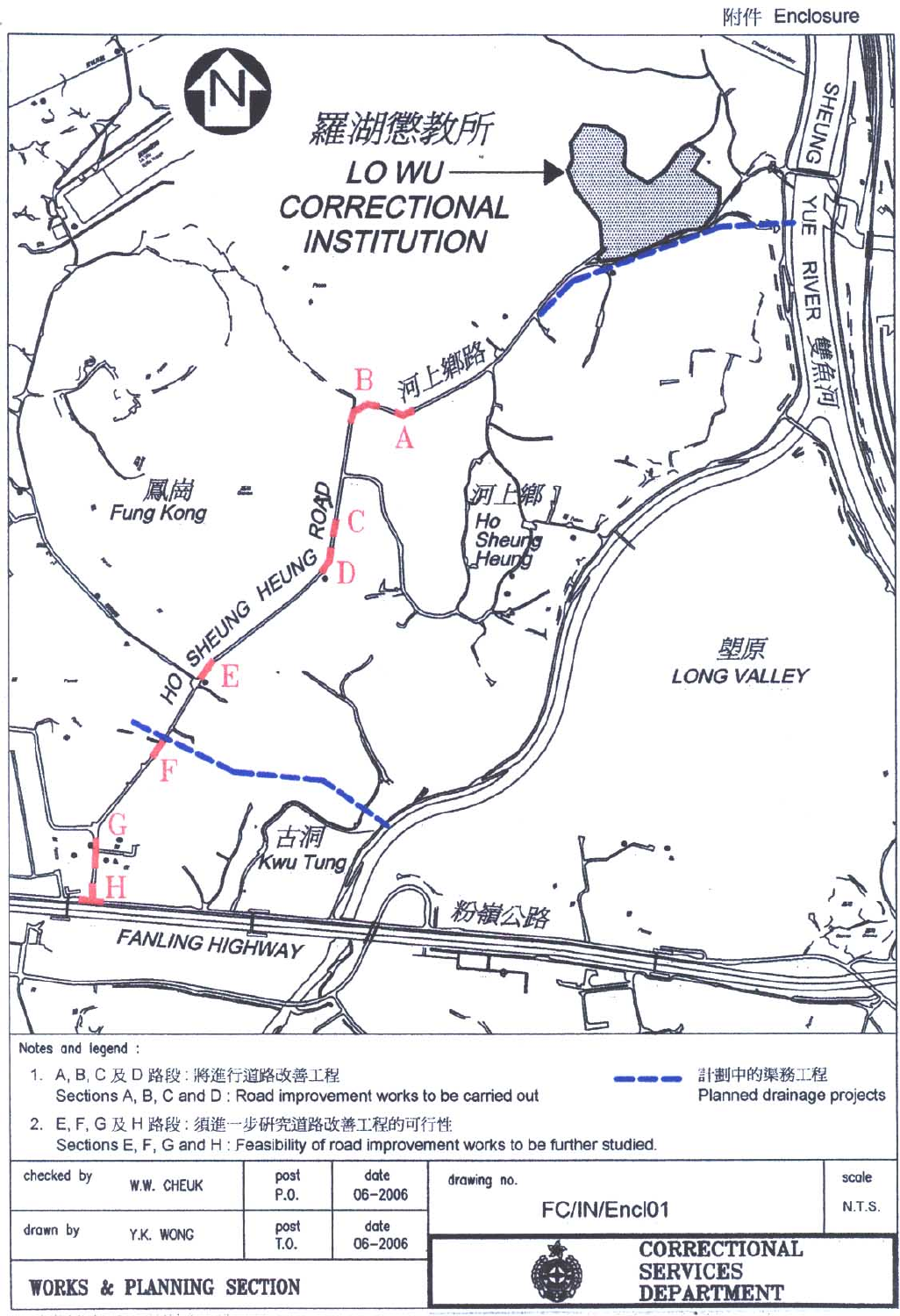附件 Enclosure

羅湖懲教所

LO WU CORRECTIONAL INSTITUTION

河上鄉路

HO SHEUNG HEUNG ROAD

鳳崗 Fung Kong

河上鄉 Ho Sheung Heung

塱原 LONG VALLEY

古洞 Kwu Tung

粉嶺公路 FANLING HIGHWAY

SHEUNG YUE RIVER 雙魚河

A B C D E F G H

Notes and legend :

1. A, B, C 及 D 路段：將進行道路改善工程
   Sections A, B, C and D : Road improvement works to be carried out
2. E, F, G 及 H 路段：須進一步研究道路改善工程的可行性
   Sections E, F, G and H : Feasibility of road improvement works to be further studied.

計劃中的渠務工程 Planned drainage projects

| | | | | | |
|---|---|---|---|---|---|
| checked by | W.W. CHEUK | post P.O. | date 06-2006 | drawing no. FC/IN/Encl01 | scale N.T.S. |
| drawn by | Y.K. WONG | post T.O. | date 06-2006 | | |

WORKS & PLANNING SECTION

CORRECTIONAL SERVICES DEPARTMENT